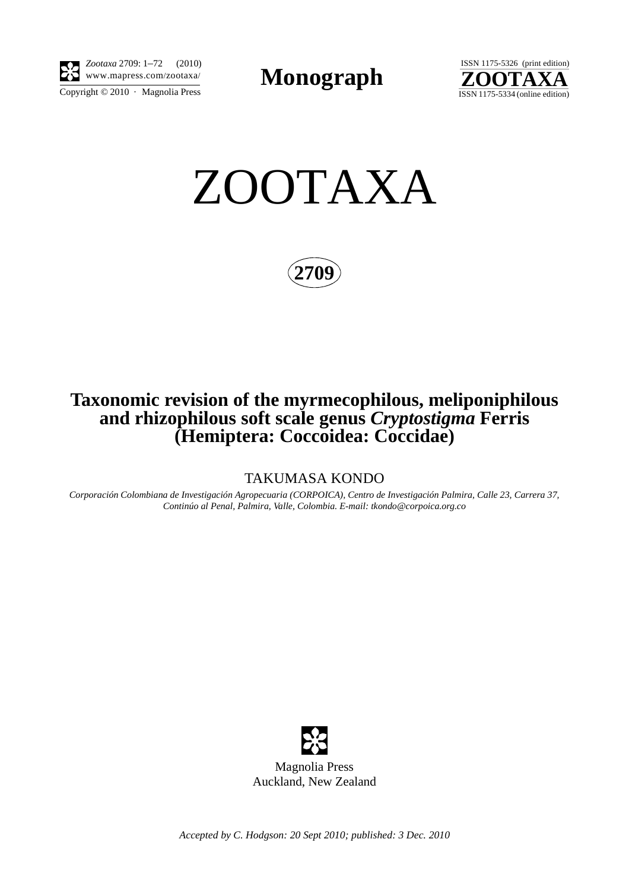**Monograph**

# ZOOTAXA

**2709**

## Taxonomic revision of the myrmecophilous, meliponiphilous and rhizophilous soft scale genus *Cryptostigma* Ferris (Hemiptera: Coccoidea: Coccidae)

TAKUMASA KONDO

*Corporación Colombiana de Investigación Agropecuaria (CORPOICA), Centro de Investigación Palmira, Calle 23, Carrera 37, Continúo al Penal, Palmira, Valle, Colombia. E-mail: tkondo@corpoica.org.co*

Magnolia Press
Auckland, New Zealand

*Accepted by C. Hodgson: 20 Sept 2010; published: 3 Dec. 2010*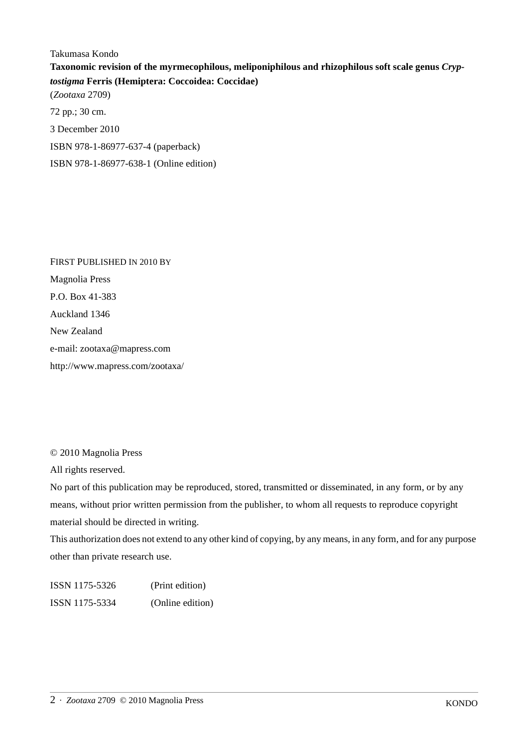Takumasa Kondo

**Taxonomic revision of the myrmecophilous, meliponiphilous and rhizophilous soft scale genus *Cryptostigma* Ferris (Hemiptera: Coccoidea: Coccidae)**

(*Zootaxa* 2709)

72 pp.; 30 cm.

3 December 2010

ISBN 978-1-86977-637-4 (paperback)

ISBN 978-1-86977-638-1 (Online edition)

FIRST PUBLISHED IN 2010 BY

Magnolia Press

P.O. Box 41-383

Auckland 1346

New Zealand

e-mail: zootaxa@mapress.com

http://www.mapress.com/zootaxa/

© 2010 Magnolia Press

All rights reserved.

No part of this publication may be reproduced, stored, transmitted or disseminated, in any form, or by any means, without prior written permission from the publisher, to whom all requests to reproduce copyright material should be directed in writing.

This authorization does not extend to any other kind of copying, by any means, in any form, and for any purpose other than private research use.

ISSN 1175-5326 (Print edition)

ISSN 1175-5334 (Online edition)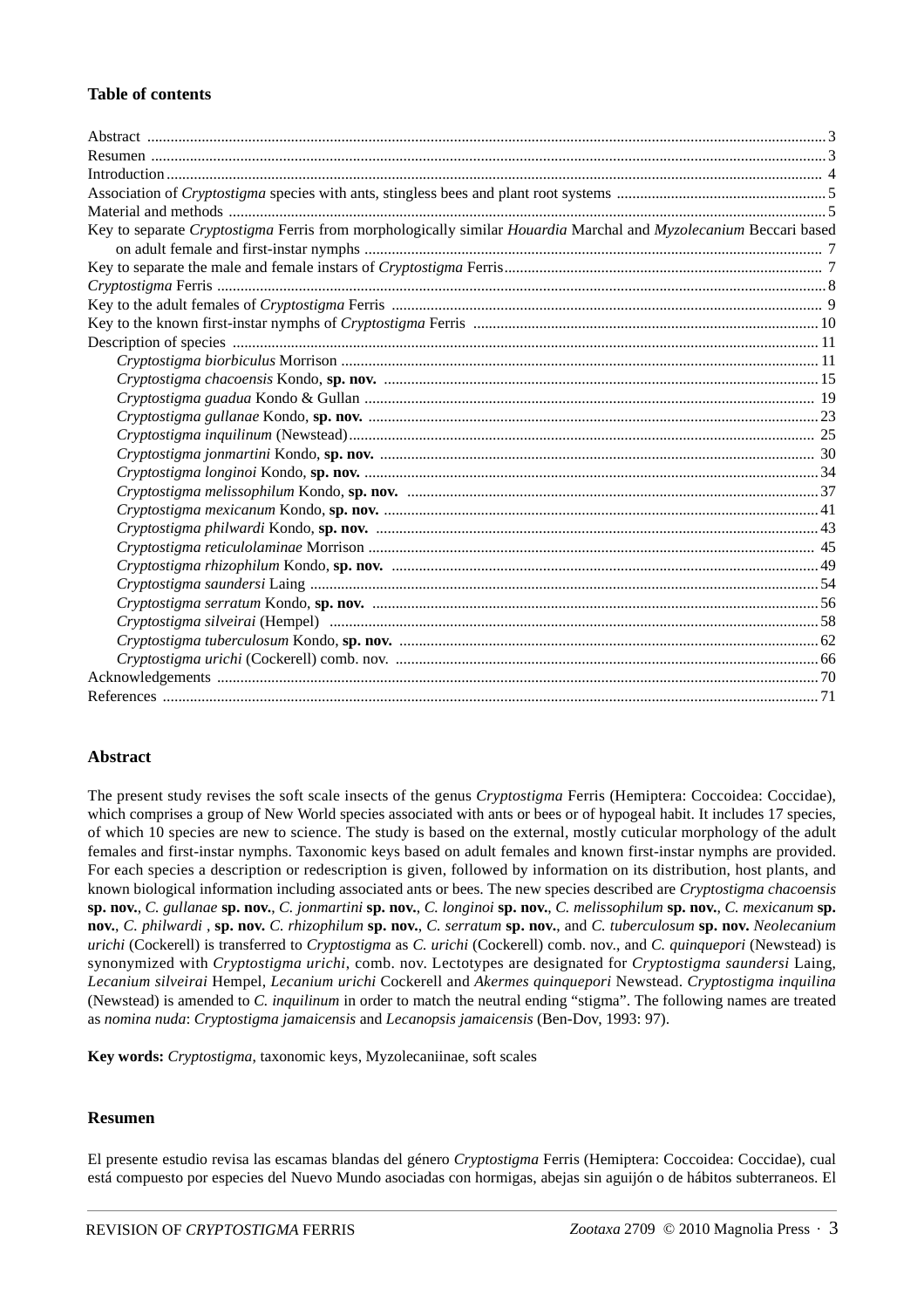### Table of contents

| | |
|---|---|
| Abstract | 3 |
| Resumen | 3 |
| Introduction | 4 |
| Association of *Cryptostigma* species with ants, stingless bees and plant root systems | 5 |
| Material and methods | 5 |
| Key to separate *Cryptostigma* Ferris from morphologically similar *Houardia* Marchal and *Myzolecanium* Beccari based on adult female and first-instar nymphs | 7 |
| Key to separate the male and female instars of *Cryptostigma* Ferris | 7 |
| *Cryptostigma* Ferris | 8 |
| Key to the adult females of *Cryptostigma* Ferris | 9 |
| Key to the known first-instar nymphs of *Cryptostigma* Ferris | 10 |
| Description of species | 11 |
| *Cryptostigma biorbiculus* Morrison | 11 |
| *Cryptostigma chacoensis* Kondo, **sp. nov.** | 15 |
| *Cryptostigma guadua* Kondo & Gullan | 19 |
| *Cryptostigma gullanae* Kondo, **sp. nov.** | 23 |
| *Cryptostigma inquilinum* (Newstead) | 25 |
| *Cryptostigma jonmartini* Kondo, **sp. nov.** | 30 |
| *Cryptostigma longinoi* Kondo, **sp. nov.** | 34 |
| *Cryptostigma melissophilum* Kondo, **sp. nov.** | 37 |
| *Cryptostigma mexicanum* Kondo, **sp. nov.** | 41 |
| *Cryptostigma philwardi* Kondo, **sp. nov.** | 43 |
| *Cryptostigma reticulolaminae* Morrison | 45 |
| *Cryptostigma rhizophilum* Kondo, **sp. nov.** | 49 |
| *Cryptostigma saundersi* Laing | 54 |
| *Cryptostigma serratum* Kondo, **sp. nov.** | 56 |
| *Cryptostigma silveirai* (Hempel) | 58 |
| *Cryptostigma tuberculosum* Kondo, **sp. nov.** | 62 |
| *Cryptostigma urichi* (Cockerell) comb. nov. | 66 |
| Acknowledgements | 70 |
| References | 71 |

### Abstract

The present study revises the soft scale insects of the genus *Cryptostigma* Ferris (Hemiptera: Coccoidea: Coccidae), which comprises a group of New World species associated with ants or bees or of hypogeal habit. It includes 17 species, of which 10 species are new to science. The study is based on the external, mostly cuticular morphology of the adult females and first-instar nymphs. Taxonomic keys based on adult females and known first-instar nymphs are provided. For each species a description or redescription is given, followed by information on its distribution, host plants, and known biological information including associated ants or bees. The new species described are *Cryptostigma chacoensis* **sp. nov.**, *C. gullanae* **sp. nov.**, *C. jonmartini* **sp. nov.**, *C. longinoi* **sp. nov.**, *C. melissophilum* **sp. nov.**, *C. mexicanum* **sp. nov.**, *C. philwardi* , **sp. nov.** *C. rhizophilum* **sp. nov.**, *C. serratum* **sp. nov.**, and *C. tuberculosum* **sp. nov.** *Neolecanium urichi* (Cockerell) is transferred to *Cryptostigma* as *C. urichi* (Cockerell) comb. nov., and *C. quinquepori* (Newstead) is synonymized with *Cryptostigma urichi*, comb. nov. Lectotypes are designated for *Cryptostigma saundersi* Laing, *Lecanium silveirai* Hempel, *Lecanium urichi* Cockerell and *Akermes quinquepori* Newstead. *Cryptostigma inquilina* (Newstead) is amended to *C. inquilinum* in order to match the neutral ending "stigma". The following names are treated as *nomina nuda*: *Cryptostigma jamaicensis* and *Lecanopsis jamaicensis* (Ben-Dov, 1993: 97).

**Key words:** *Cryptostigma*, taxonomic keys, Myzolecaniinae, soft scales

### Resumen

El presente estudio revisa las escamas blandas del género *Cryptostigma* Ferris (Hemiptera: Coccoidea: Coccidae), cual está compuesto por especies del Nuevo Mundo asociadas con hormigas, abejas sin aguijón o de hábitos subterraneos. El